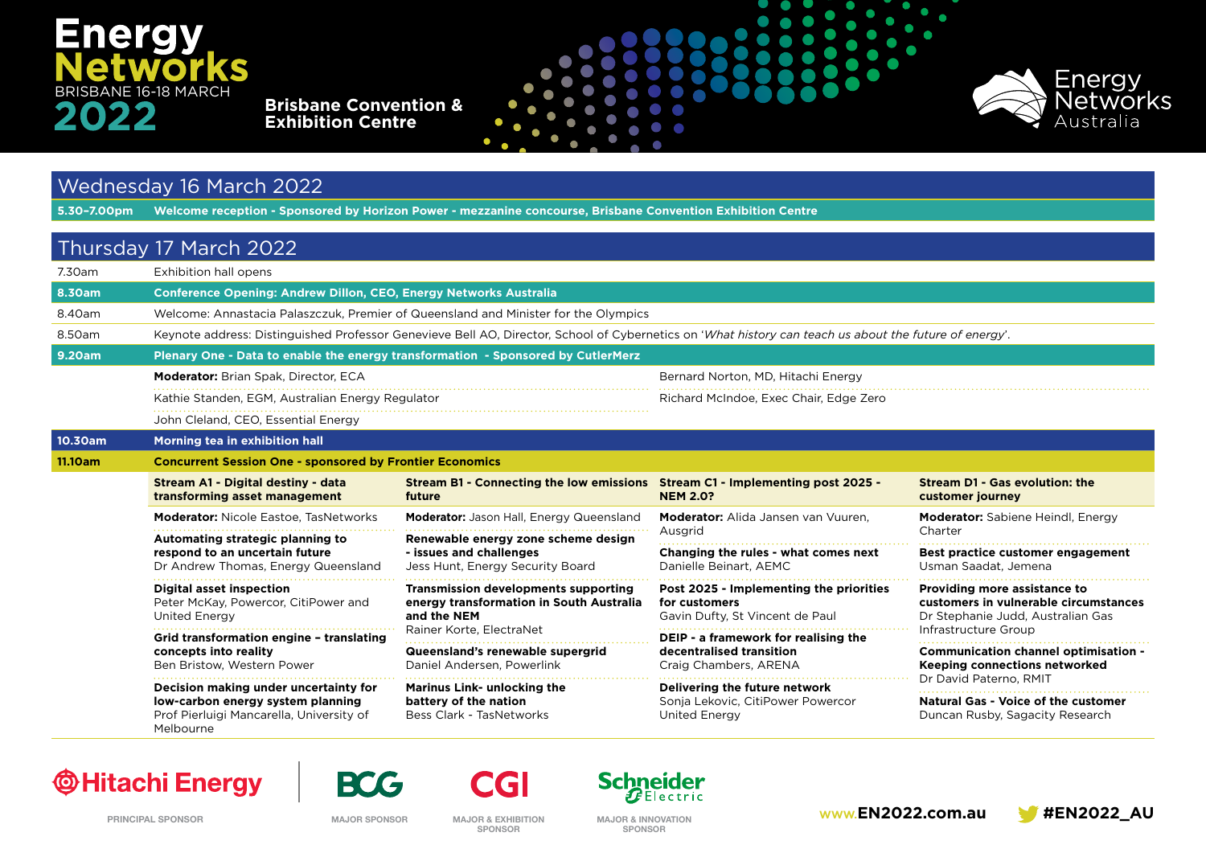# Energy Networks BRISBANE 16-18 MARCH 2022

**Brisbane Convention & Exhibition Centre**

Energy Networks Australia

## Wednesday 16 March 2022

| | |
|---|---|
| **5.30–7.00pm** | **Welcome reception - Sponsored by Horizon Power - mezzanine concourse, Brisbane Convention Exhibition Centre** |

## Thursday 17 March 2022

| | |
|---|---|
| 7.30am | Exhibition hall opens |
| **8.30am** | **Conference Opening: Andrew Dillon, CEO, Energy Networks Australia** |
| 8.40am | Welcome: Annastacia Palaszczuk, Premier of Queensland and Minister for the Olympics |
| 8.50am | Keynote address: Distinguished Professor Genevieve Bell AO, Director, School of Cybernetics on '*What history can teach us about the future of energy*'. |
| **9.20am** | **Plenary One - Data to enable the energy transformation - Sponsored by CutlerMerz** |

**Moderator:** Brian Spak, Director, ECA

- Kathie Standen, EGM, Australian Energy Regulator
- John Cleland, CEO, Essential Energy
- Bernard Norton, MD, Hitachi Energy
- Richard McIndoe, Exec Chair, Edge Zero

| | |
|---|---|
| **10.30am** | **Morning tea in exhibition hall** |
| **11.10am** | **Concurrent Session One - sponsored by Frontier Economics** |

| Stream A1 - Digital destiny - data transforming asset management | Stream B1 - Connecting the low emissions future | Stream C1 - Implementing post 2025 - NEM 2.0? | Stream D1 - Gas evolution: the customer journey |
|---|---|---|---|
| **Moderator:** Nicole Eastoe, TasNetworks | **Moderator:** Jason Hall, Energy Queensland | **Moderator:** Alida Jansen van Vuuren, Ausgrid | **Moderator:** Sabiene Heindl, Energy Charter |
| **Automating strategic planning to respond to an uncertain future**<br>Dr Andrew Thomas, Energy Queensland | **Renewable energy zone scheme design - issues and challenges**<br>Jess Hunt, Energy Security Board | **Changing the rules - what comes next**<br>Danielle Beinart, AEMC | **Best practice customer engagement**<br>Usman Saadat, Jemena |
| **Digital asset inspection**<br>Peter McKay, Powercor, CitiPower and United Energy | **Transmission developments supporting energy transformation in South Australia and the NEM**<br>Rainer Korte, ElectraNet | **Post 2025 - Implementing the priorities for customers**<br>Gavin Dufty, St Vincent de Paul | **Providing more assistance to customers in vulnerable circumstances**<br>Dr Stephanie Judd, Australian Gas Infrastructure Group |
| **Grid transformation engine – translating concepts into reality**<br>Ben Bristow, Western Power | **Queensland's renewable supergrid**<br>Daniel Andersen, Powerlink | **DEIP - a framework for realising the decentralised transition**<br>Craig Chambers, ARENA | **Communication channel optimisation - Keeping connections networked**<br>Dr David Paterno, RMIT |
| **Decision making under uncertainty for low-carbon energy system planning**<br>Prof Pierluigi Mancarella, University of Melbourne | **Marinus Link- unlocking the battery of the nation**<br>Bess Clark - TasNetworks | **Delivering the future network**<br>Sonja Lekovic, CitiPower Powercor United Energy | **Natural Gas - Voice of the customer**<br>Duncan Rusby, Sagacity Research |

Hitachi Energy — PRINCIPAL SPONSOR
BCG — MAJOR SPONSOR
CGI — MAJOR & EXHIBITION SPONSOR
Schneider Electric — MAJOR & INNOVATION SPONSOR

www.EN2022.com.au #EN2022_AU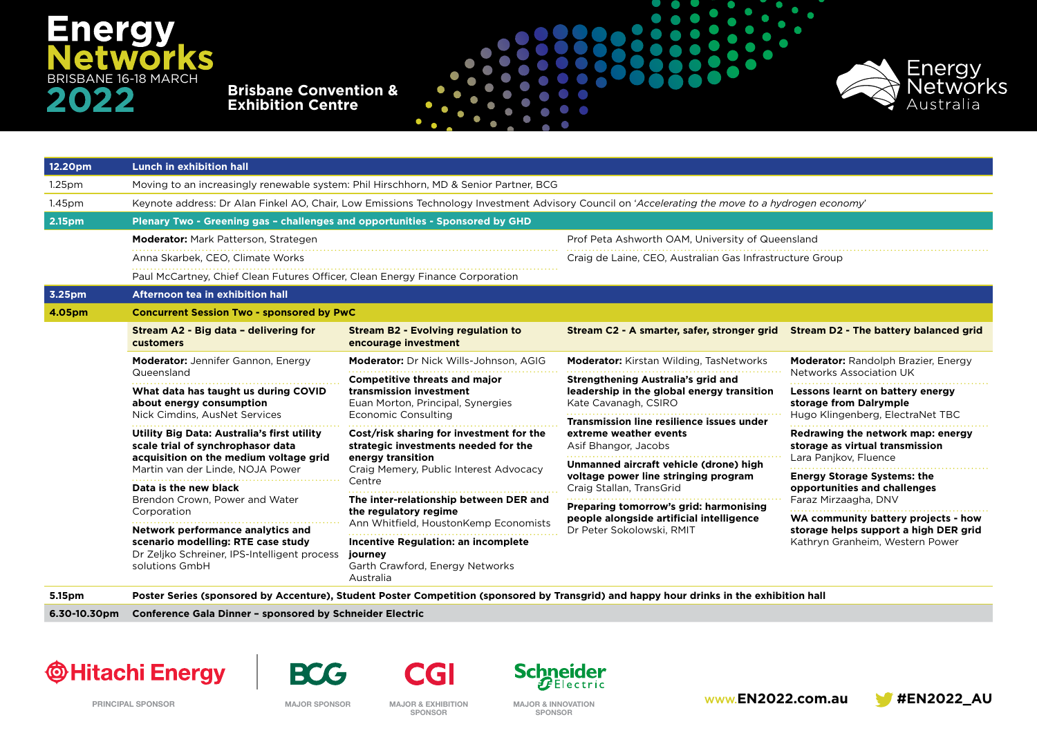# Energy Networks

BRISBANE 16-18 MARCH

2022

**Brisbane Convention & Exhibition Centre**

Energy Networks Australia

| Time | Session |
|---|---|
| **12.20pm** | **Lunch in exhibition hall** |
| 1.25pm | Moving to an increasingly renewable system: Phil Hirschhorn, MD & Senior Partner, BCG |
| 1.45pm | Keynote address: Dr Alan Finkel AO, Chair, Low Emissions Technology Investment Advisory Council on '*Accelerating the move to a hydrogen economy*' |
| **2.15pm** | **Plenary Two - Greening gas – challenges and opportunities - Sponsored by GHD** |

**Moderator:** Mark Patterson, Strategen

- Prof Peta Ashworth OAM, University of Queensland
- Anna Skarbek, CEO, Climate Works
- Craig de Laine, CEO, Australian Gas Infrastructure Group
- Paul McCartney, Chief Clean Futures Officer, Clean Energy Finance Corporation

| Time | Session |
|---|---|
| **3.25pm** | **Afternoon tea in exhibition hall** |
| **4.05pm** | **Concurrent Session Two - sponsored by PwC** |

| Stream A2 - Big data – delivering for customers | Stream B2 - Evolving regulation to encourage investment | Stream C2 - A smarter, safer, stronger grid | Stream D2 - The battery balanced grid |
|---|---|---|---|
| **Moderator:** Jennifer Gannon, Energy Queensland | **Moderator:** Dr Nick Wills-Johnson, AGIG | **Moderator:** Kirstan Wilding, TasNetworks | **Moderator:** Randolph Brazier, Energy Networks Association UK |
| **What data has taught us during COVID about energy consumption** Nick Cimdins, AusNet Services | **Competitive threats and major transmission investment** Euan Morton, Principal, Synergies Economic Consulting | **Strengthening Australia's grid and leadership in the global energy transition** Kate Cavanagh, CSIRO | **Lessons learnt on battery energy storage from Dalrymple** Hugo Klingenberg, ElectraNet TBC |
| **Utility Big Data: Australia's first utility scale trial of synchrophasor data acquisition on the medium voltage grid** Martin van der Linde, NOJA Power | **Cost/risk sharing for investment for the strategic investments needed for the energy transition** Craig Memery, Public Interest Advocacy Centre | **Transmission line resilience issues under extreme weather events** Asif Bhangor, Jacobs | **Redrawing the network map: energy storage as virtual transmission** Lara Panjkov, Fluence |
| **Data is the new black** Brendon Crown, Power and Water Corporation | **The inter-relationship between DER and the regulatory regime** Ann Whitfield, HoustonKemp Economists | **Unmanned aircraft vehicle (drone) high voltage power line stringing program** Craig Stallan, TransGrid | **Energy Storage Systems: the opportunities and challenges** Faraz Mirzaagha, DNV |
| **Network performance analytics and scenario modelling: RTE case study** Dr Zeljko Schreiner, IPS-Intelligent process solutions GmbH | **Incentive Regulation: an incomplete journey** Garth Crawford, Energy Networks Australia | **Preparing tomorrow's grid: harmonising people alongside artificial intelligence** Dr Peter Sokolowski, RMIT | **WA community battery projects - how storage helps support a high DER grid** Kathryn Granheim, Western Power |

| Time | Session |
|---|---|
| **5.15pm** | **Poster Series (sponsored by Accenture), Student Poster Competition (sponsored by Transgrid) and happy hour drinks in the exhibition hall** |
| **6.30-10.30pm** | **Conference Gala Dinner – sponsored by Schneider Electric** |

Hitachi Energy — PRINCIPAL SPONSOR

BCG — MAJOR SPONSOR

CGI — MAJOR & EXHIBITION SPONSOR

Schneider Electric — MAJOR & INNOVATION SPONSOR

www.EN2022.com.au #EN2022_AU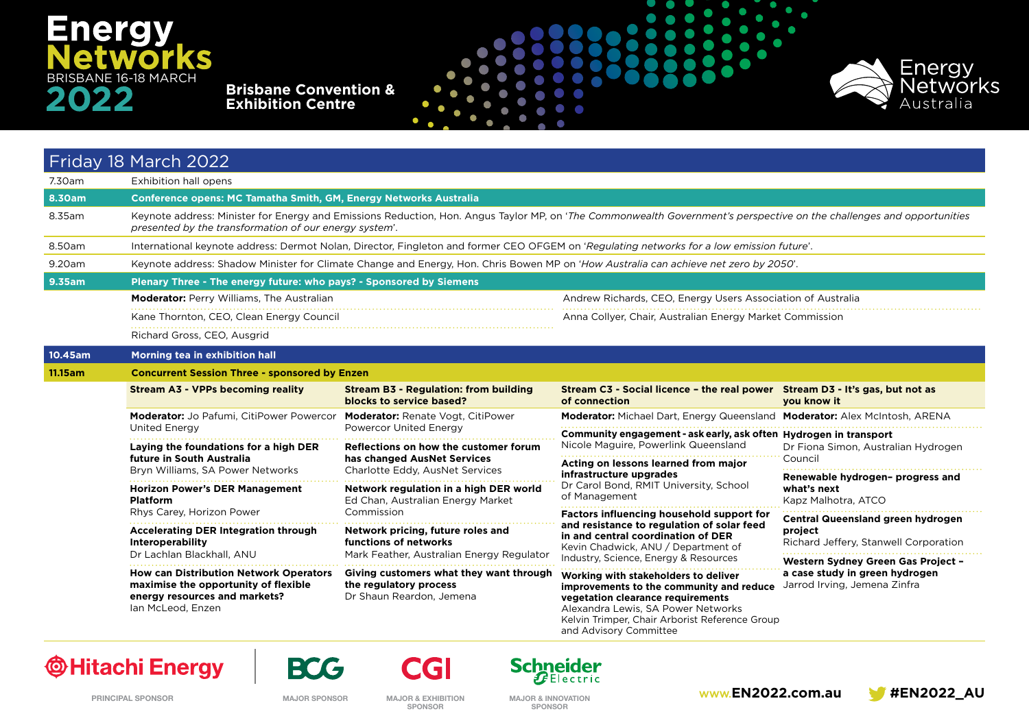# Energy Networks

BRISBANE 16-18 MARCH

2022

**Brisbane Convention & Exhibition Centre**

Energy Networks Australia

## Friday 18 March 2022

| Time | Session |
|---|---|
| 7.30am | Exhibition hall opens |
| **8.30am** | **Conference opens: MC Tamatha Smith, GM, Energy Networks Australia** |
| 8.35am | Keynote address: Minister for Energy and Emissions Reduction, Hon. Angus Taylor MP, on '*The Commonwealth Government's perspective on the challenges and opportunities presented by the transformation of our energy system*'. |
| 8.50am | International keynote address: Dermot Nolan, Director, Fingleton and former CEO OFGEM on '*Regulating networks for a low emission future*'. |
| 9.20am | Keynote address: Shadow Minister for Climate Change and Energy, Hon. Chris Bowen MP on '*How Australia can achieve net zero by 2050*'. |
| **9.35am** | **Plenary Three - The energy future: who pays? - Sponsored by Siemens** |

**Moderator:** Perry Williams, The Australian

- Kane Thornton, CEO, Clean Energy Council
- Richard Gross, CEO, Ausgrid
- Andrew Richards, CEO, Energy Users Association of Australia
- Anna Collyer, Chair, Australian Energy Market Commission

| Time | Session |
|---|---|
| **10.45am** | **Morning tea in exhibition hall** |
| **11.15am** | **Concurrent Session Three - sponsored by Enzen** |

### Stream A3 - VPPs becoming reality

**Moderator:** Jo Pafumi, CitiPower Powercor United Energy

**Laying the foundations for a high DER future in South Australia**
Bryn Williams, SA Power Networks

**Horizon Power's DER Management Platform**
Rhys Carey, Horizon Power

**Accelerating DER Integration through Interoperability**
Dr Lachlan Blackhall, ANU

**How can Distribution Network Operators maximise the opportunity of flexible energy resources and markets?**
Ian McLeod, Enzen

### Stream B3 - Regulation: from building blocks to service based?

**Moderator:** Renate Vogt, CitiPower Powercor United Energy

**Reflections on how the customer forum has changed AusNet Services**
Charlotte Eddy, AusNet Services

**Network regulation in a high DER world**
Ed Chan, Australian Energy Market Commission

**Network pricing, future roles and functions of networks**
Mark Feather, Australian Energy Regulator

**Giving customers what they want through the regulatory process**
Dr Shaun Reardon, Jemena

### Stream C3 - Social licence – the real power of connection

**Moderator:** Michael Dart, Energy Queensland

**Community engagement - ask early, ask often**
Nicole Maguire, Powerlink Queensland

**Acting on lessons learned from major infrastructure upgrades**
Dr Carol Bond, RMIT University, School of Management

**Factors influencing household support for and resistance to regulation of solar feed in and central coordination of DER**
Kevin Chadwick, ANU / Department of Industry, Science, Energy & Resources

**Working with stakeholders to deliver improvements to the community and reduce vegetation clearance requirements**
Alexandra Lewis, SA Power Networks
Kelvin Trimper, Chair Arborist Reference Group and Advisory Committee

### Stream D3 - It's gas, but not as you know it

**Moderator:** Alex McIntosh, ARENA

**Hydrogen in transport**
Dr Fiona Simon, Australian Hydrogen Council

**Renewable hydrogen– progress and what's next**
Kapz Malhotra, ATCO

**Central Queensland green hydrogen project**
Richard Jeffery, Stanwell Corporation

**Western Sydney Green Gas Project – a case study in green hydrogen**
Jarrod Irving, Jemena Zinfra

---

Hitachi Energy – PRINCIPAL SPONSOR | BCG – MAJOR SPONSOR | CGI – MAJOR & EXHIBITION SPONSOR | Schneider Electric – MAJOR & INNOVATION SPONSOR

www.EN2022.com.au | #EN2022_AU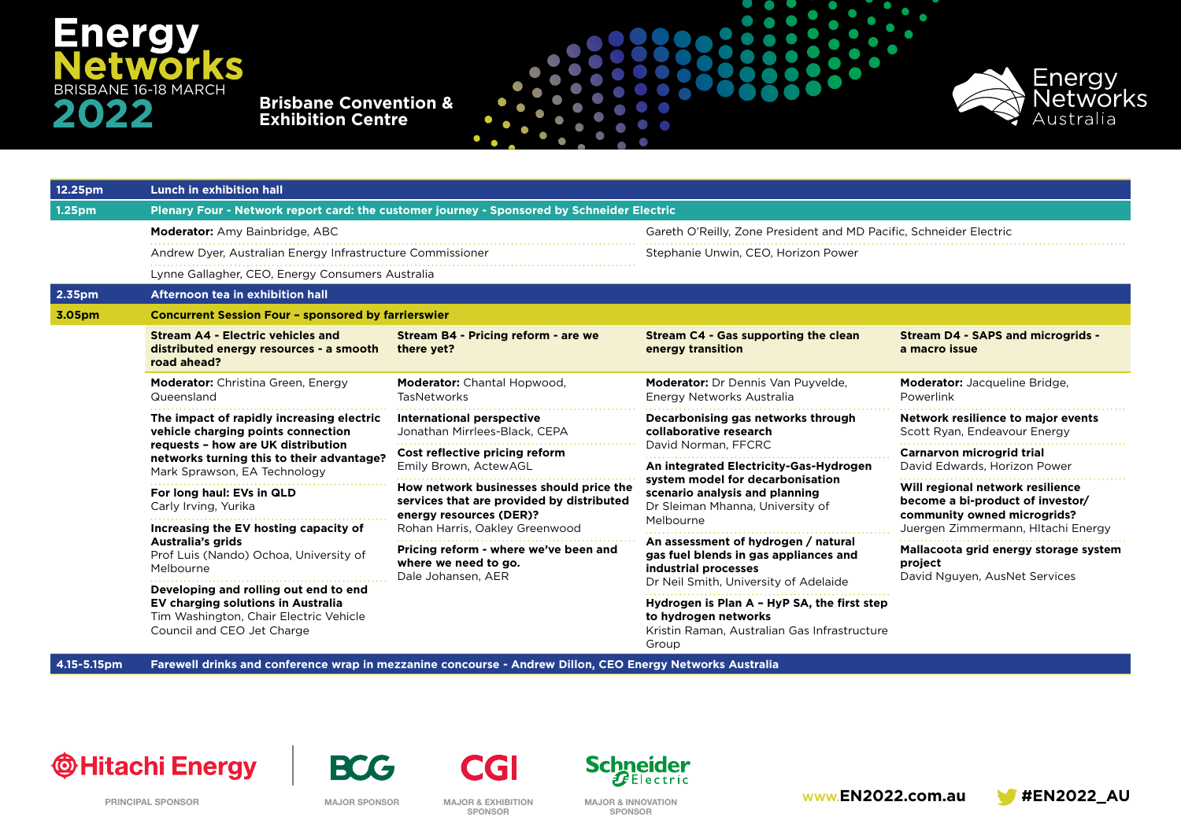# Energy Networks

BRISBANE 16-18 MARCH

2022

**Brisbane Convention & Exhibition Centre**

Energy Networks Australia

| | |
|---|---|
| **12.25pm** | **Lunch in exhibition hall** |
| **1.25pm** | **Plenary Four - Network report card: the customer journey - Sponsored by Schneider Electric** |
| | **Moderator:** Amy Bainbridge, ABC |
| | Andrew Dyer, Australian Energy Infrastructure Commissioner |
| | Lynne Gallagher, CEO, Energy Consumers Australia |
| | Gareth O'Reilly, Zone President and MD Pacific, Schneider Electric |
| | Stephanie Unwin, CEO, Horizon Power |
| **2.35pm** | **Afternoon tea in exhibition hall** |
| **3.05pm** | **Concurrent Session Four – sponsored by farrierswier** |

| Stream A4 - Electric vehicles and distributed energy resources - a smooth road ahead? | Stream B4 - Pricing reform - are we there yet? | Stream C4 - Gas supporting the clean energy transition | Stream D4 - SAPS and microgrids - a macro issue |
|---|---|---|---|
| **Moderator:** Christina Green, Energy Queensland | **Moderator:** Chantal Hopwood, TasNetworks | **Moderator:** Dr Dennis Van Puyvelde, Energy Networks Australia | **Moderator:** Jacqueline Bridge, Powerlink |
| **The impact of rapidly increasing electric vehicle charging points connection requests – how are UK distribution networks turning this to their advantage?** Mark Sprawson, EA Technology | **International perspective** Jonathan Mirrlees-Black, CEPA | **Decarbonising gas networks through collaborative research** David Norman, FFCRC | **Network resilience to major events** Scott Ryan, Endeavour Energy |
| **For long haul: EVs in QLD** Carly Irving, Yurika | **Cost reflective pricing reform** Emily Brown, ActewAGL | **An integrated Electricity-Gas-Hydrogen system model for decarbonisation scenario analysis and planning** Dr Sleiman Mhanna, University of Melbourne | **Carnarvon microgrid trial** David Edwards, Horizon Power |
| **Increasing the EV hosting capacity of Australia's grids** Prof Luis (Nando) Ochoa, University of Melbourne | **How network businesses should price the services that are provided by distributed energy resources (DER)?** Rohan Harris, Oakley Greenwood | **An assessment of hydrogen / natural gas fuel blends in gas appliances and industrial processes** Dr Neil Smith, University of Adelaide | **Will regional network resilience become a bi-product of investor/ community owned microgrids?** Juergen Zimmermann, HItachi Energy |
| **Developing and rolling out end to end EV charging solutions in Australia** Tim Washington, Chair Electric Vehicle Council and CEO Jet Charge | **Pricing reform - where we've been and where we need to go.** Dale Johansen, AER | **Hydrogen is Plan A – HyP SA, the first step to hydrogen networks** Kristin Raman, Australian Gas Infrastructure Group | **Mallacoota grid energy storage system project** David Nguyen, AusNet Services |

| | |
|---|---|
| **4.15-5.15pm** | **Farewell drinks and conference wrap in mezzanine concourse - Andrew Dillon, CEO Energy Networks Australia** |

Hitachi Energy — PRINCIPAL SPONSOR

BCG — MAJOR SPONSOR

CGI — MAJOR & EXHIBITION SPONSOR

Schneider Electric — MAJOR & INNOVATION SPONSOR

www.EN2022.com.au

#EN2022_AU